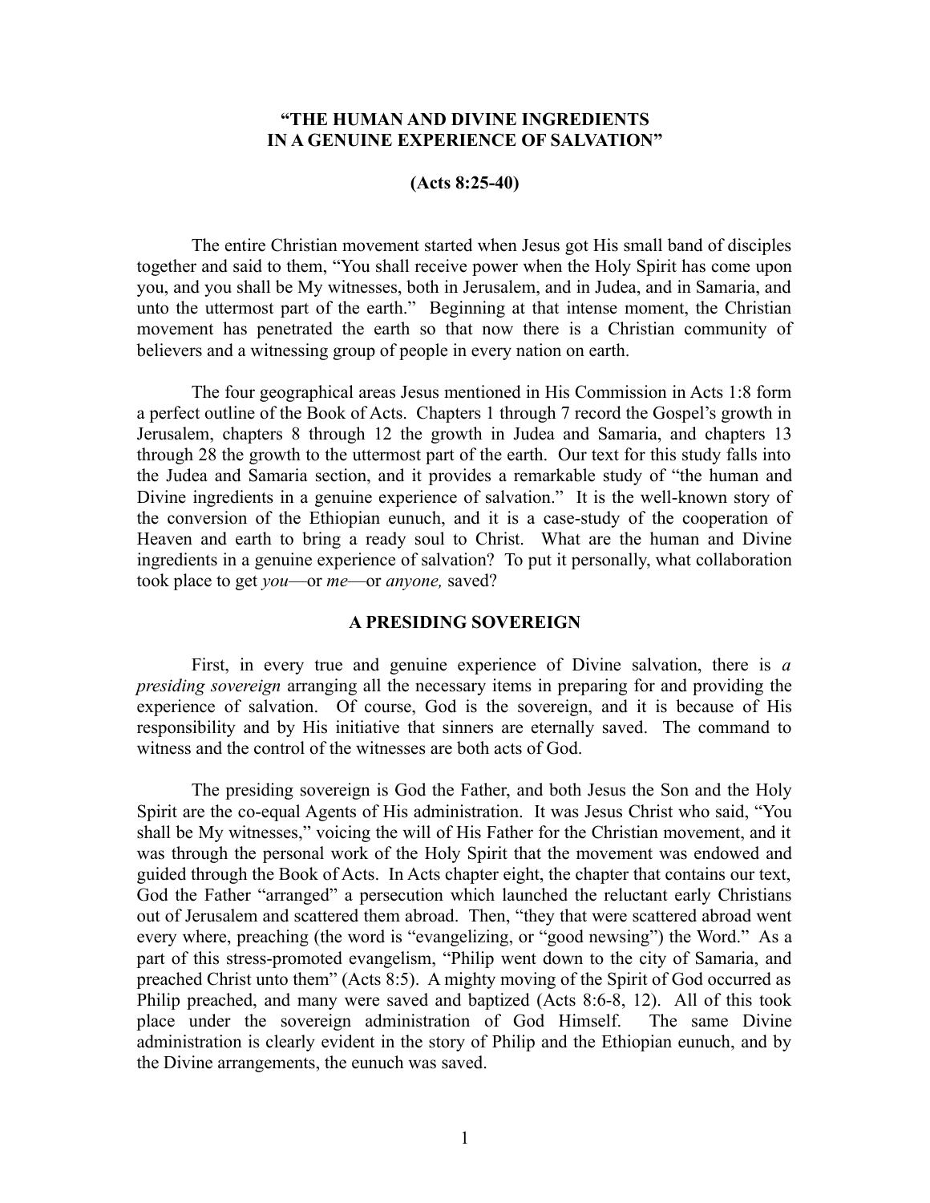# "THE HUMAN AND DIVINE INGREDIENTS IN A GENUINE EXPERIENCE OF SALVATION"

**(Acts 8:25-40)**

The entire Christian movement started when Jesus got His small band of disciples together and said to them, "You shall receive power when the Holy Spirit has come upon you, and you shall be My witnesses, both in Jerusalem, and in Judea, and in Samaria, and unto the uttermost part of the earth." Beginning at that intense moment, the Christian movement has penetrated the earth so that now there is a Christian community of believers and a witnessing group of people in every nation on earth.

The four geographical areas Jesus mentioned in His Commission in Acts 1:8 form a perfect outline of the Book of Acts. Chapters 1 through 7 record the Gospel's growth in Jerusalem, chapters 8 through 12 the growth in Judea and Samaria, and chapters 13 through 28 the growth to the uttermost part of the earth. Our text for this study falls into the Judea and Samaria section, and it provides a remarkable study of "the human and Divine ingredients in a genuine experience of salvation." It is the well-known story of the conversion of the Ethiopian eunuch, and it is a case-study of the cooperation of Heaven and earth to bring a ready soul to Christ. What are the human and Divine ingredients in a genuine experience of salvation? To put it personally, what collaboration took place to get *you*—or *me*—or *anyone,* saved?

## A PRESIDING SOVEREIGN

First, in every true and genuine experience of Divine salvation, there is *a presiding sovereign* arranging all the necessary items in preparing for and providing the experience of salvation. Of course, God is the sovereign, and it is because of His responsibility and by His initiative that sinners are eternally saved. The command to witness and the control of the witnesses are both acts of God.

The presiding sovereign is God the Father, and both Jesus the Son and the Holy Spirit are the co-equal Agents of His administration. It was Jesus Christ who said, "You shall be My witnesses," voicing the will of His Father for the Christian movement, and it was through the personal work of the Holy Spirit that the movement was endowed and guided through the Book of Acts. In Acts chapter eight, the chapter that contains our text, God the Father "arranged" a persecution which launched the reluctant early Christians out of Jerusalem and scattered them abroad. Then, "they that were scattered abroad went every where, preaching (the word is "evangelizing, or "good newsing") the Word." As a part of this stress-promoted evangelism, "Philip went down to the city of Samaria, and preached Christ unto them" (Acts 8:5). A mighty moving of the Spirit of God occurred as Philip preached, and many were saved and baptized (Acts 8:6-8, 12). All of this took place under the sovereign administration of God Himself. The same Divine administration is clearly evident in the story of Philip and the Ethiopian eunuch, and by the Divine arrangements, the eunuch was saved.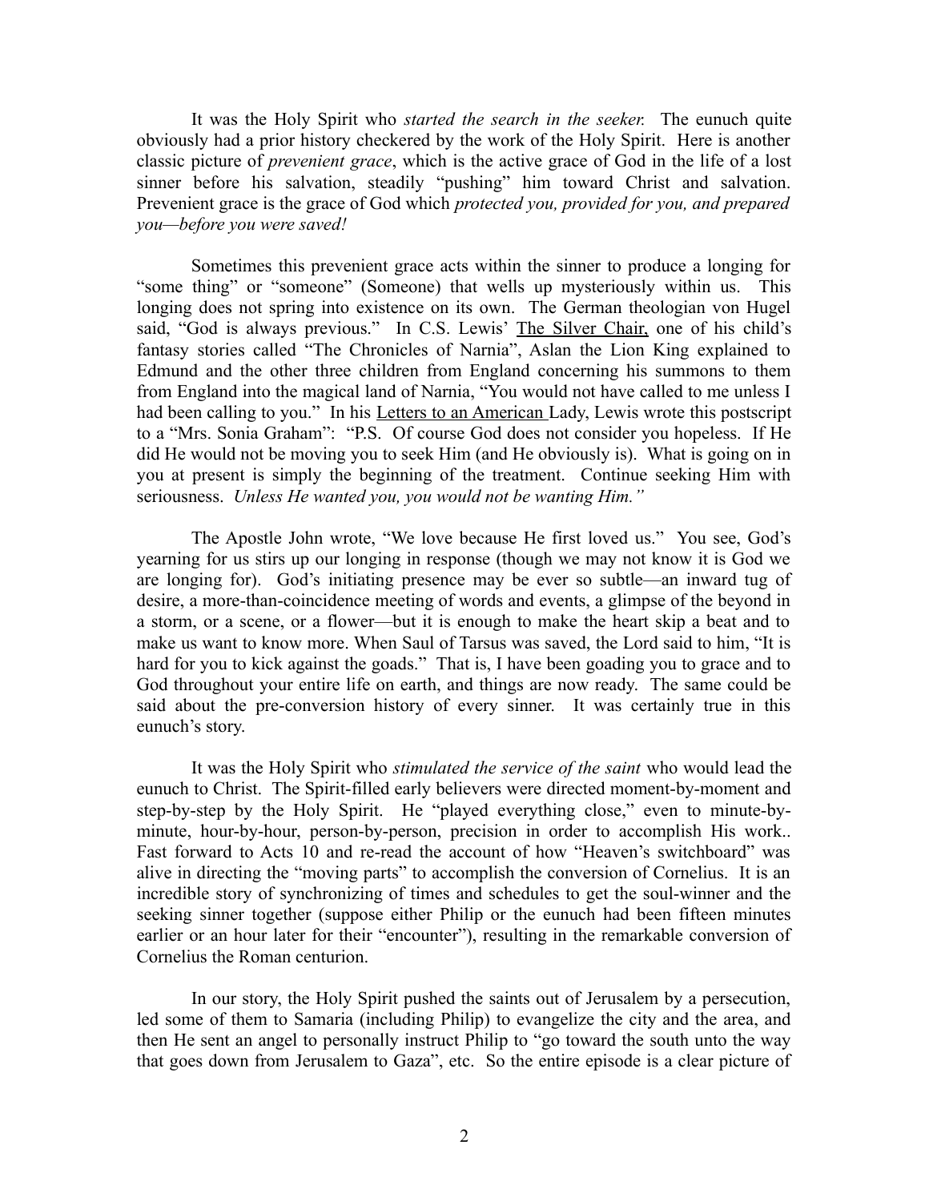It was the Holy Spirit who *started the search in the seeker.* The eunuch quite obviously had a prior history checkered by the work of the Holy Spirit. Here is another classic picture of *prevenient grace*, which is the active grace of God in the life of a lost sinner before his salvation, steadily "pushing" him toward Christ and salvation. Prevenient grace is the grace of God which *protected you, provided for you, and prepared you—before you were saved!*

Sometimes this prevenient grace acts within the sinner to produce a longing for "some thing" or "someone" (Someone) that wells up mysteriously within us. This longing does not spring into existence on its own. The German theologian von Hugel said, "God is always previous." In C.S. Lewis' The Silver Chair, one of his child's fantasy stories called "The Chronicles of Narnia", Aslan the Lion King explained to Edmund and the other three children from England concerning his summons to them from England into the magical land of Narnia, "You would not have called to me unless I had been calling to you." In his Letters to an American Lady, Lewis wrote this postscript to a "Mrs. Sonia Graham": "P.S. Of course God does not consider you hopeless. If He did He would not be moving you to seek Him (and He obviously is). What is going on in you at present is simply the beginning of the treatment. Continue seeking Him with seriousness. *Unless He wanted you, you would not be wanting Him."*

The Apostle John wrote, "We love because He first loved us." You see, God's yearning for us stirs up our longing in response (though we may not know it is God we are longing for). God's initiating presence may be ever so subtle—an inward tug of desire, a more-than-coincidence meeting of words and events, a glimpse of the beyond in a storm, or a scene, or a flower—but it is enough to make the heart skip a beat and to make us want to know more. When Saul of Tarsus was saved, the Lord said to him, "It is hard for you to kick against the goads." That is, I have been goading you to grace and to God throughout your entire life on earth, and things are now ready. The same could be said about the pre-conversion history of every sinner. It was certainly true in this eunuch's story.

It was the Holy Spirit who *stimulated the service of the saint* who would lead the eunuch to Christ. The Spirit-filled early believers were directed moment-by-moment and step-by-step by the Holy Spirit. He "played everything close," even to minute-by-minute, hour-by-hour, person-by-person, precision in order to accomplish His work.. Fast forward to Acts 10 and re-read the account of how "Heaven's switchboard" was alive in directing the "moving parts" to accomplish the conversion of Cornelius. It is an incredible story of synchronizing of times and schedules to get the soul-winner and the seeking sinner together (suppose either Philip or the eunuch had been fifteen minutes earlier or an hour later for their "encounter"), resulting in the remarkable conversion of Cornelius the Roman centurion.

In our story, the Holy Spirit pushed the saints out of Jerusalem by a persecution, led some of them to Samaria (including Philip) to evangelize the city and the area, and then He sent an angel to personally instruct Philip to "go toward the south unto the way that goes down from Jerusalem to Gaza", etc. So the entire episode is a clear picture of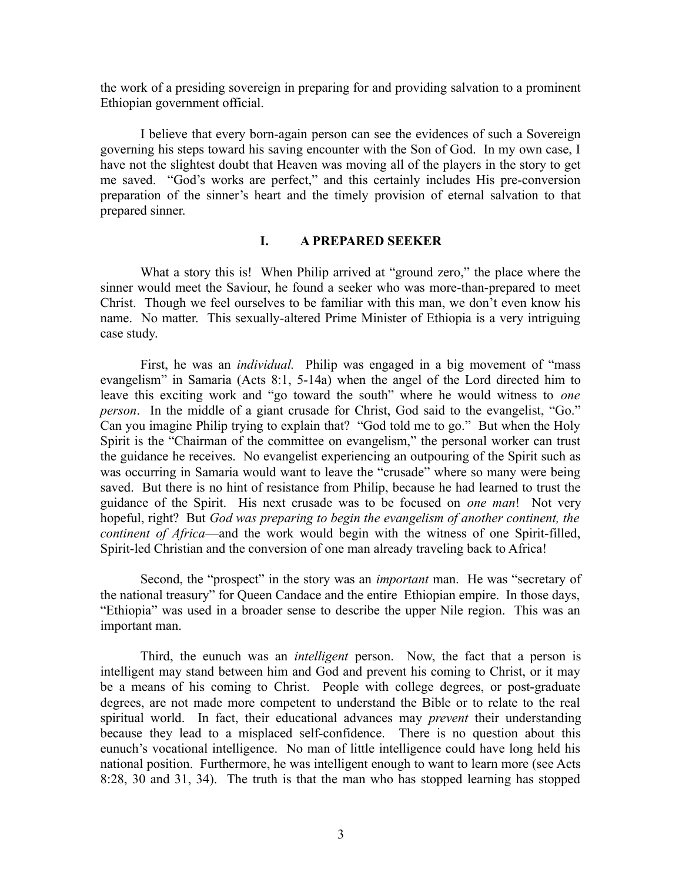the work of a presiding sovereign in preparing for and providing salvation to a prominent Ethiopian government official.

I believe that every born-again person can see the evidences of such a Sovereign governing his steps toward his saving encounter with the Son of God. In my own case, I have not the slightest doubt that Heaven was moving all of the players in the story to get me saved. "God's works are perfect," and this certainly includes His pre-conversion preparation of the sinner's heart and the timely provision of eternal salvation to that prepared sinner.

## I. A PREPARED SEEKER

What a story this is! When Philip arrived at "ground zero," the place where the sinner would meet the Saviour, he found a seeker who was more-than-prepared to meet Christ. Though we feel ourselves to be familiar with this man, we don't even know his name. No matter. This sexually-altered Prime Minister of Ethiopia is a very intriguing case study.

First, he was an *individual.* Philip was engaged in a big movement of "mass evangelism" in Samaria (Acts 8:1, 5-14a) when the angel of the Lord directed him to leave this exciting work and "go toward the south" where he would witness to *one person*. In the middle of a giant crusade for Christ, God said to the evangelist, "Go." Can you imagine Philip trying to explain that? "God told me to go." But when the Holy Spirit is the "Chairman of the committee on evangelism," the personal worker can trust the guidance he receives. No evangelist experiencing an outpouring of the Spirit such as was occurring in Samaria would want to leave the "crusade" where so many were being saved. But there is no hint of resistance from Philip, because he had learned to trust the guidance of the Spirit. His next crusade was to be focused on *one man*! Not very hopeful, right? But *God was preparing to begin the evangelism of another continent, the continent of Africa*—and the work would begin with the witness of one Spirit-filled, Spirit-led Christian and the conversion of one man already traveling back to Africa!

Second, the "prospect" in the story was an *important* man. He was "secretary of the national treasury" for Queen Candace and the entire Ethiopian empire. In those days, "Ethiopia" was used in a broader sense to describe the upper Nile region. This was an important man.

Third, the eunuch was an *intelligent* person. Now, the fact that a person is intelligent may stand between him and God and prevent his coming to Christ, or it may be a means of his coming to Christ. People with college degrees, or post-graduate degrees, are not made more competent to understand the Bible or to relate to the real spiritual world. In fact, their educational advances may *prevent* their understanding because they lead to a misplaced self-confidence. There is no question about this eunuch's vocational intelligence. No man of little intelligence could have long held his national position. Furthermore, he was intelligent enough to want to learn more (see Acts 8:28, 30 and 31, 34). The truth is that the man who has stopped learning has stopped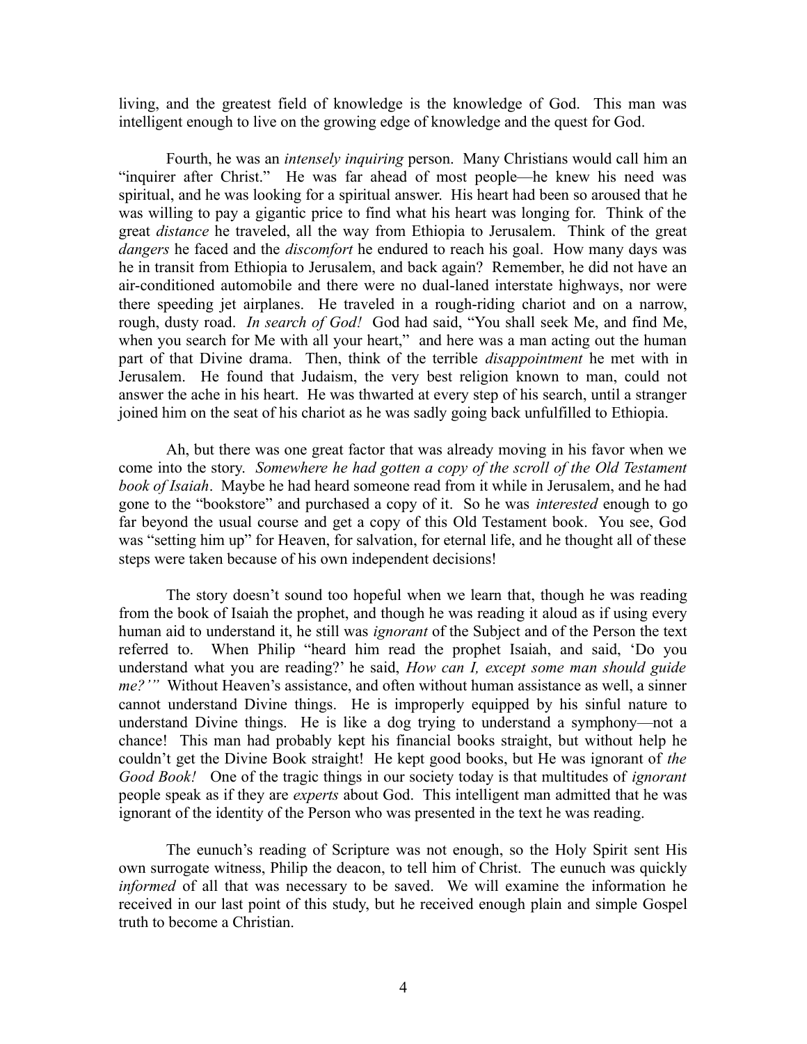living, and the greatest field of knowledge is the knowledge of God. This man was intelligent enough to live on the growing edge of knowledge and the quest for God.

Fourth, he was an *intensely inquiring* person. Many Christians would call him an "inquirer after Christ." He was far ahead of most people—he knew his need was spiritual, and he was looking for a spiritual answer. His heart had been so aroused that he was willing to pay a gigantic price to find what his heart was longing for. Think of the great *distance* he traveled, all the way from Ethiopia to Jerusalem. Think of the great *dangers* he faced and the *discomfort* he endured to reach his goal. How many days was he in transit from Ethiopia to Jerusalem, and back again? Remember, he did not have an air-conditioned automobile and there were no dual-laned interstate highways, nor were there speeding jet airplanes. He traveled in a rough-riding chariot and on a narrow, rough, dusty road. *In search of God!* God had said, "You shall seek Me, and find Me, when you search for Me with all your heart," and here was a man acting out the human part of that Divine drama. Then, think of the terrible *disappointment* he met with in Jerusalem. He found that Judaism, the very best religion known to man, could not answer the ache in his heart. He was thwarted at every step of his search, until a stranger joined him on the seat of his chariot as he was sadly going back unfulfilled to Ethiopia.

Ah, but there was one great factor that was already moving in his favor when we come into the story. *Somewhere he had gotten a copy of the scroll of the Old Testament book of Isaiah*. Maybe he had heard someone read from it while in Jerusalem, and he had gone to the "bookstore" and purchased a copy of it. So he was *interested* enough to go far beyond the usual course and get a copy of this Old Testament book. You see, God was "setting him up" for Heaven, for salvation, for eternal life, and he thought all of these steps were taken because of his own independent decisions!

The story doesn't sound too hopeful when we learn that, though he was reading from the book of Isaiah the prophet, and though he was reading it aloud as if using every human aid to understand it, he still was *ignorant* of the Subject and of the Person the text referred to. When Philip "heard him read the prophet Isaiah, and said, 'Do you understand what you are reading?' he said, *How can I, except some man should guide me?'"* Without Heaven's assistance, and often without human assistance as well, a sinner cannot understand Divine things. He is improperly equipped by his sinful nature to understand Divine things. He is like a dog trying to understand a symphony—not a chance! This man had probably kept his financial books straight, but without help he couldn't get the Divine Book straight! He kept good books, but He was ignorant of *the Good Book!* One of the tragic things in our society today is that multitudes of *ignorant* people speak as if they are *experts* about God. This intelligent man admitted that he was ignorant of the identity of the Person who was presented in the text he was reading.

The eunuch's reading of Scripture was not enough, so the Holy Spirit sent His own surrogate witness, Philip the deacon, to tell him of Christ. The eunuch was quickly *informed* of all that was necessary to be saved. We will examine the information he received in our last point of this study, but he received enough plain and simple Gospel truth to become a Christian.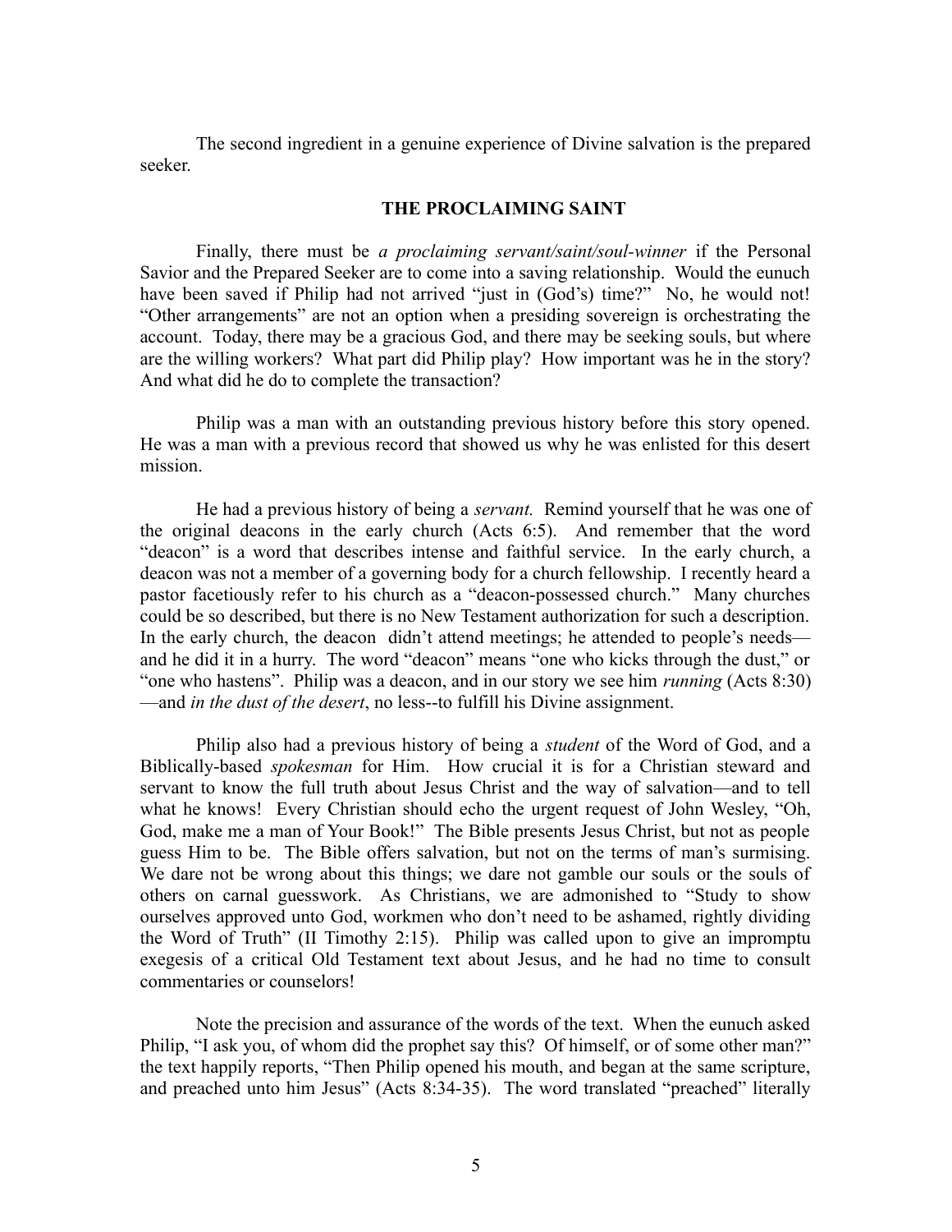The second ingredient in a genuine experience of Divine salvation is the prepared seeker.

### THE PROCLAIMING SAINT

Finally, there must be *a proclaiming servant/saint/soul-winner* if the Personal Savior and the Prepared Seeker are to come into a saving relationship. Would the eunuch have been saved if Philip had not arrived "just in (God's) time?" No, he would not! "Other arrangements" are not an option when a presiding sovereign is orchestrating the account. Today, there may be a gracious God, and there may be seeking souls, but where are the willing workers? What part did Philip play? How important was he in the story? And what did he do to complete the transaction?

Philip was a man with an outstanding previous history before this story opened. He was a man with a previous record that showed us why he was enlisted for this desert mission.

He had a previous history of being a *servant.* Remind yourself that he was one of the original deacons in the early church (Acts 6:5). And remember that the word "deacon" is a word that describes intense and faithful service. In the early church, a deacon was not a member of a governing body for a church fellowship. I recently heard a pastor facetiously refer to his church as a "deacon-possessed church." Many churches could be so described, but there is no New Testament authorization for such a description. In the early church, the deacon didn't attend meetings; he attended to people's needs—and he did it in a hurry. The word "deacon" means "one who kicks through the dust," or "one who hastens". Philip was a deacon, and in our story we see him *running* (Acts 8:30)—and *in the dust of the desert*, no less--to fulfill his Divine assignment.

Philip also had a previous history of being a *student* of the Word of God, and a Biblically-based *spokesman* for Him. How crucial it is for a Christian steward and servant to know the full truth about Jesus Christ and the way of salvation—and to tell what he knows! Every Christian should echo the urgent request of John Wesley, "Oh, God, make me a man of Your Book!" The Bible presents Jesus Christ, but not as people guess Him to be. The Bible offers salvation, but not on the terms of man's surmising. We dare not be wrong about this things; we dare not gamble our souls or the souls of others on carnal guesswork. As Christians, we are admonished to "Study to show ourselves approved unto God, workmen who don't need to be ashamed, rightly dividing the Word of Truth" (II Timothy 2:15). Philip was called upon to give an impromptu exegesis of a critical Old Testament text about Jesus, and he had no time to consult commentaries or counselors!

Note the precision and assurance of the words of the text. When the eunuch asked Philip, "I ask you, of whom did the prophet say this? Of himself, or of some other man?" the text happily reports, "Then Philip opened his mouth, and began at the same scripture, and preached unto him Jesus" (Acts 8:34-35). The word translated "preached" literally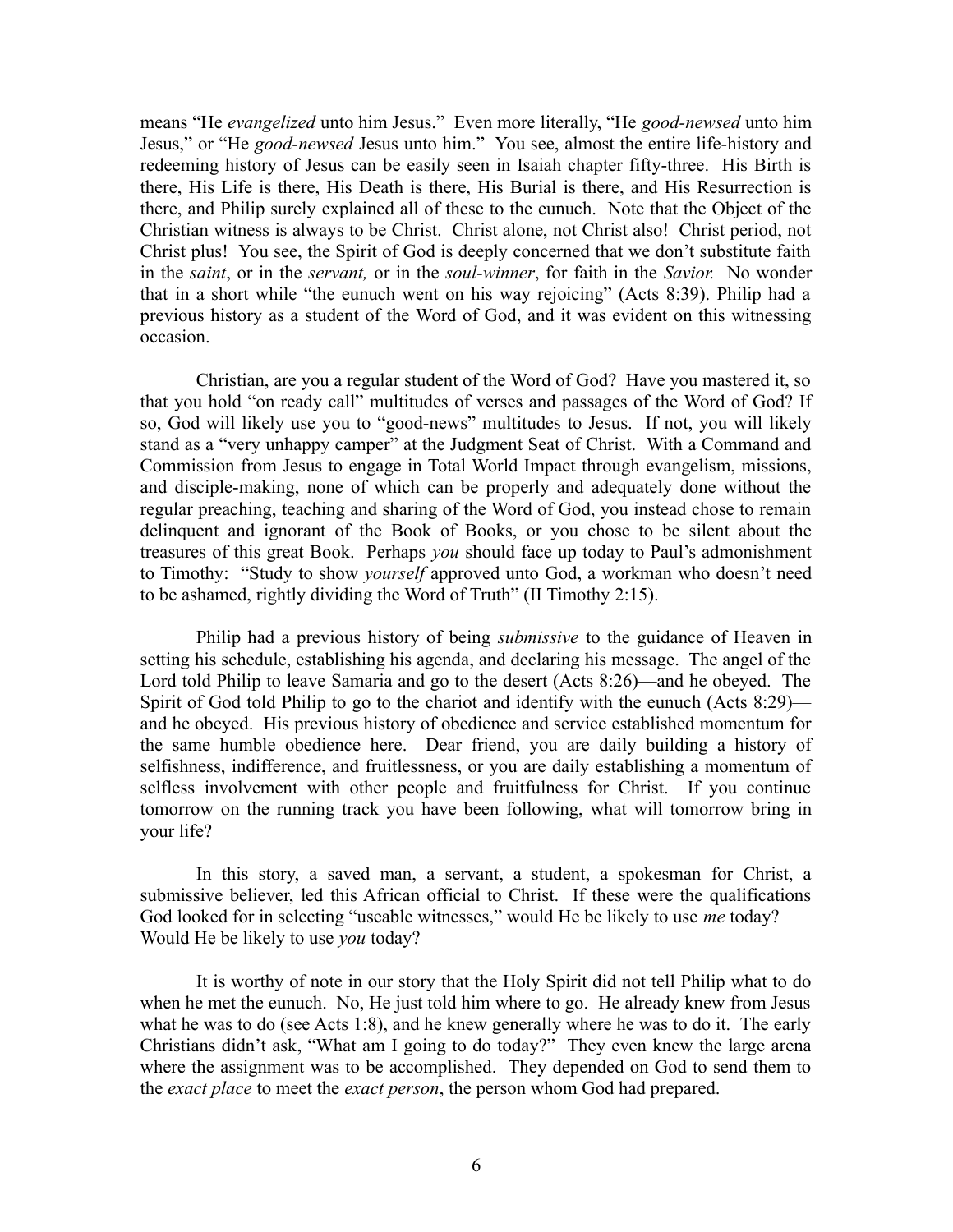means "He *evangelized* unto him Jesus." Even more literally, "He *good-newsed* unto him Jesus," or "He *good-newsed* Jesus unto him." You see, almost the entire life-history and redeeming history of Jesus can be easily seen in Isaiah chapter fifty-three. His Birth is there, His Life is there, His Death is there, His Burial is there, and His Resurrection is there, and Philip surely explained all of these to the eunuch. Note that the Object of the Christian witness is always to be Christ. Christ alone, not Christ also! Christ period, not Christ plus! You see, the Spirit of God is deeply concerned that we don't substitute faith in the *saint*, or in the *servant,* or in the *soul-winner*, for faith in the *Savior.* No wonder that in a short while "the eunuch went on his way rejoicing" (Acts 8:39). Philip had a previous history as a student of the Word of God, and it was evident on this witnessing occasion.

Christian, are you a regular student of the Word of God? Have you mastered it, so that you hold "on ready call" multitudes of verses and passages of the Word of God? If so, God will likely use you to "good-news" multitudes to Jesus. If not, you will likely stand as a "very unhappy camper" at the Judgment Seat of Christ. With a Command and Commission from Jesus to engage in Total World Impact through evangelism, missions, and disciple-making, none of which can be properly and adequately done without the regular preaching, teaching and sharing of the Word of God, you instead chose to remain delinquent and ignorant of the Book of Books, or you chose to be silent about the treasures of this great Book. Perhaps *you* should face up today to Paul's admonishment to Timothy: "Study to show *yourself* approved unto God, a workman who doesn't need to be ashamed, rightly dividing the Word of Truth" (II Timothy 2:15).

Philip had a previous history of being *submissive* to the guidance of Heaven in setting his schedule, establishing his agenda, and declaring his message. The angel of the Lord told Philip to leave Samaria and go to the desert (Acts 8:26)—and he obeyed. The Spirit of God told Philip to go to the chariot and identify with the eunuch (Acts 8:29)—and he obeyed. His previous history of obedience and service established momentum for the same humble obedience here. Dear friend, you are daily building a history of selfishness, indifference, and fruitlessness, or you are daily establishing a momentum of selfless involvement with other people and fruitfulness for Christ. If you continue tomorrow on the running track you have been following, what will tomorrow bring in your life?

In this story, a saved man, a servant, a student, a spokesman for Christ, a submissive believer, led this African official to Christ. If these were the qualifications God looked for in selecting "useable witnesses," would He be likely to use *me* today? Would He be likely to use *you* today?

It is worthy of note in our story that the Holy Spirit did not tell Philip what to do when he met the eunuch. No, He just told him where to go. He already knew from Jesus what he was to do (see Acts 1:8), and he knew generally where he was to do it. The early Christians didn't ask, "What am I going to do today?" They even knew the large arena where the assignment was to be accomplished. They depended on God to send them to the *exact place* to meet the *exact person*, the person whom God had prepared.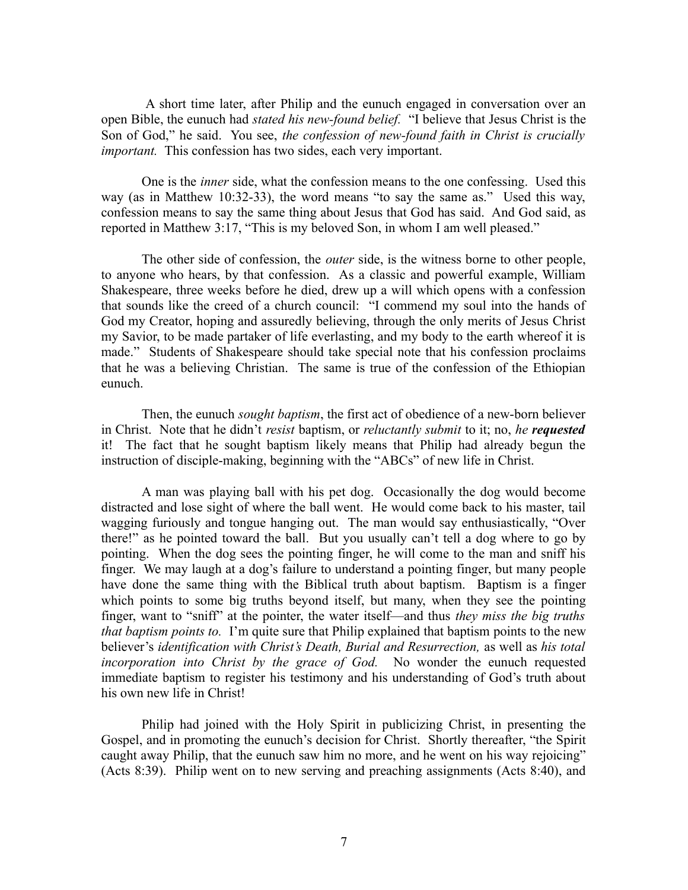A short time later, after Philip and the eunuch engaged in conversation over an open Bible, the eunuch had *stated his new-found belief.* "I believe that Jesus Christ is the Son of God," he said. You see, *the confession of new-found faith in Christ is crucially important.* This confession has two sides, each very important.

One is the *inner* side, what the confession means to the one confessing. Used this way (as in Matthew 10:32-33), the word means "to say the same as." Used this way, confession means to say the same thing about Jesus that God has said. And God said, as reported in Matthew 3:17, "This is my beloved Son, in whom I am well pleased."

The other side of confession, the *outer* side, is the witness borne to other people, to anyone who hears, by that confession. As a classic and powerful example, William Shakespeare, three weeks before he died, drew up a will which opens with a confession that sounds like the creed of a church council: "I commend my soul into the hands of God my Creator, hoping and assuredly believing, through the only merits of Jesus Christ my Savior, to be made partaker of life everlasting, and my body to the earth whereof it is made." Students of Shakespeare should take special note that his confession proclaims that he was a believing Christian. The same is true of the confession of the Ethiopian eunuch.

Then, the eunuch *sought baptism*, the first act of obedience of a new-born believer in Christ. Note that he didn't *resist* baptism, or *reluctantly submit* to it; no, *he* ***requested*** it! The fact that he sought baptism likely means that Philip had already begun the instruction of disciple-making, beginning with the "ABCs" of new life in Christ.

A man was playing ball with his pet dog. Occasionally the dog would become distracted and lose sight of where the ball went. He would come back to his master, tail wagging furiously and tongue hanging out. The man would say enthusiastically, "Over there!" as he pointed toward the ball. But you usually can't tell a dog where to go by pointing. When the dog sees the pointing finger, he will come to the man and sniff his finger. We may laugh at a dog's failure to understand a pointing finger, but many people have done the same thing with the Biblical truth about baptism. Baptism is a finger which points to some big truths beyond itself, but many, when they see the pointing finger, want to "sniff" at the pointer, the water itself—and thus *they miss the big truths that baptism points to.* I'm quite sure that Philip explained that baptism points to the new believer's *identification with Christ's Death, Burial and Resurrection,* as well as *his total incorporation into Christ by the grace of God.* No wonder the eunuch requested immediate baptism to register his testimony and his understanding of God's truth about his own new life in Christ!

Philip had joined with the Holy Spirit in publicizing Christ, in presenting the Gospel, and in promoting the eunuch's decision for Christ. Shortly thereafter, "the Spirit caught away Philip, that the eunuch saw him no more, and he went on his way rejoicing" (Acts 8:39). Philip went on to new serving and preaching assignments (Acts 8:40), and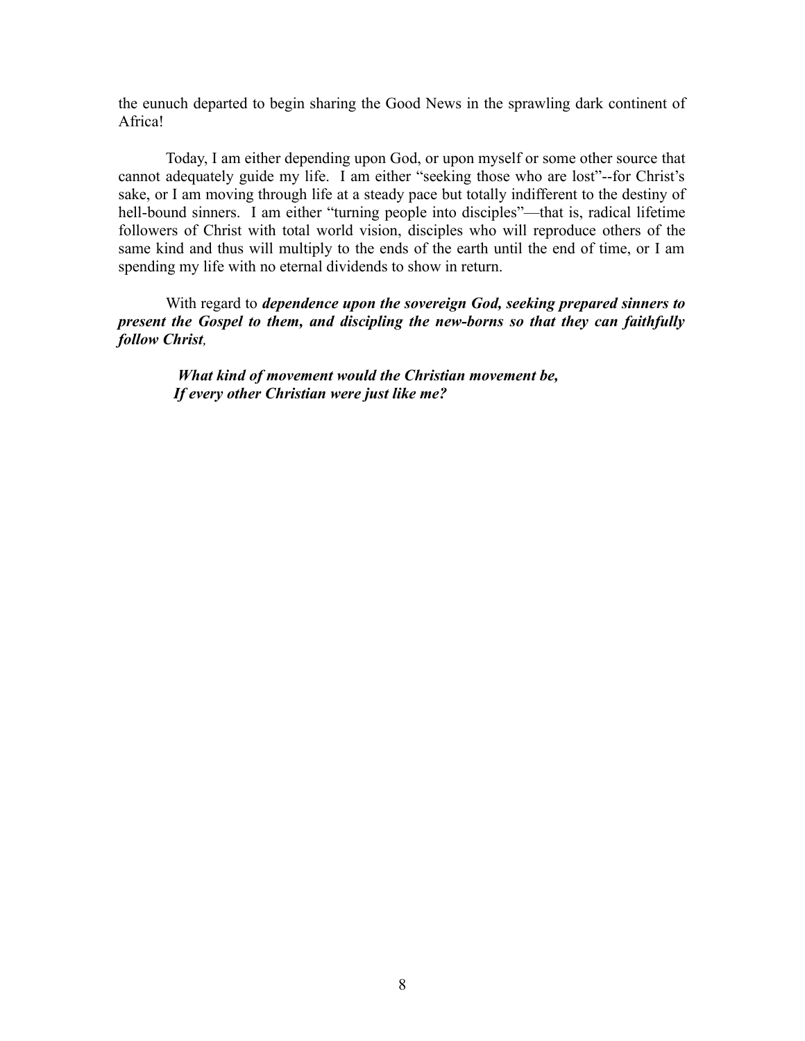the eunuch departed to begin sharing the Good News in the sprawling dark continent of Africa!

Today, I am either depending upon God, or upon myself or some other source that cannot adequately guide my life. I am either "seeking those who are lost"--for Christ's sake, or I am moving through life at a steady pace but totally indifferent to the destiny of hell-bound sinners. I am either "turning people into disciples"—that is, radical lifetime followers of Christ with total world vision, disciples who will reproduce others of the same kind and thus will multiply to the ends of the earth until the end of time, or I am spending my life with no eternal dividends to show in return.

With regard to ***dependence upon the sovereign God, seeking prepared sinners to present the Gospel to them, and discipling the new-borns so that they can faithfully follow Christ,***

***What kind of movement would the Christian movement be,***
***If every other Christian were just like me?***